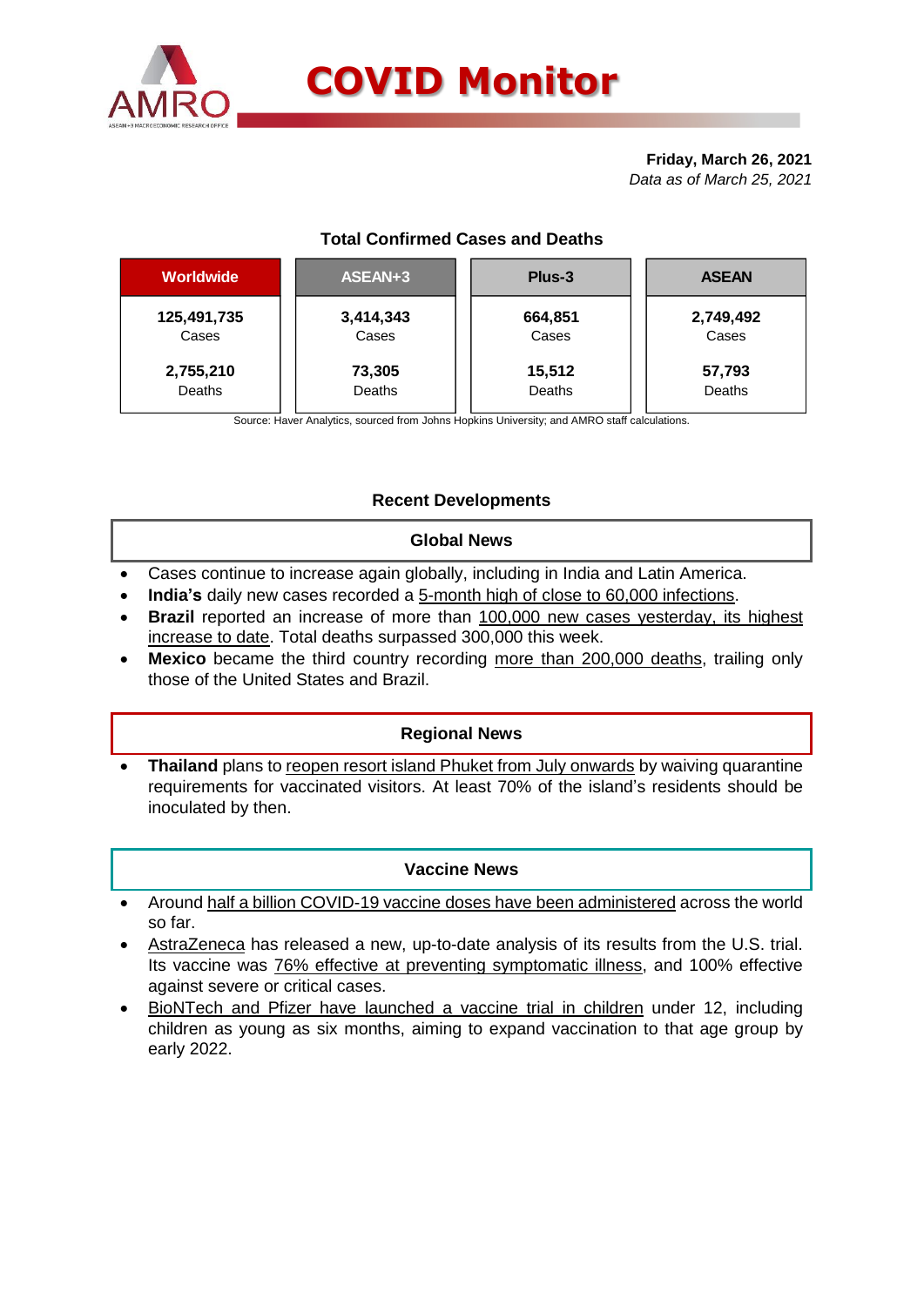# COVID Monitor

**Friday, March 26, 2021**
*Data as of March 25, 2021*

### Total Confirmed Cases and Deaths

| Worldwide | ASEAN+3 | Plus-3 | ASEAN |
|---|---|---|---|
| **125,491,735** Cases | **3,414,343** Cases | **664,851** Cases | **2,749,492** Cases |
| **2,755,210** Deaths | **73,305** Deaths | **15,512** Deaths | **57,793** Deaths |

Source: Haver Analytics, sourced from Johns Hopkins University; and AMRO staff calculations.

## Recent Developments

### Global News

- Cases continue to increase again globally, including in India and Latin America.
- **India's** daily new cases recorded a 5-month high of close to 60,000 infections.
- **Brazil** reported an increase of more than 100,000 new cases yesterday, its highest increase to date. Total deaths surpassed 300,000 this week.
- **Mexico** became the third country recording more than 200,000 deaths, trailing only those of the United States and Brazil.

### Regional News

- **Thailand** plans to reopen resort island Phuket from July onwards by waiving quarantine requirements for vaccinated visitors. At least 70% of the island's residents should be inoculated by then.

### Vaccine News

- Around half a billion COVID-19 vaccine doses have been administered across the world so far.
- AstraZeneca has released a new, up-to-date analysis of its results from the U.S. trial. Its vaccine was 76% effective at preventing symptomatic illness, and 100% effective against severe or critical cases.
- BioNTech and Pfizer have launched a vaccine trial in children under 12, including children as young as six months, aiming to expand vaccination to that age group by early 2022.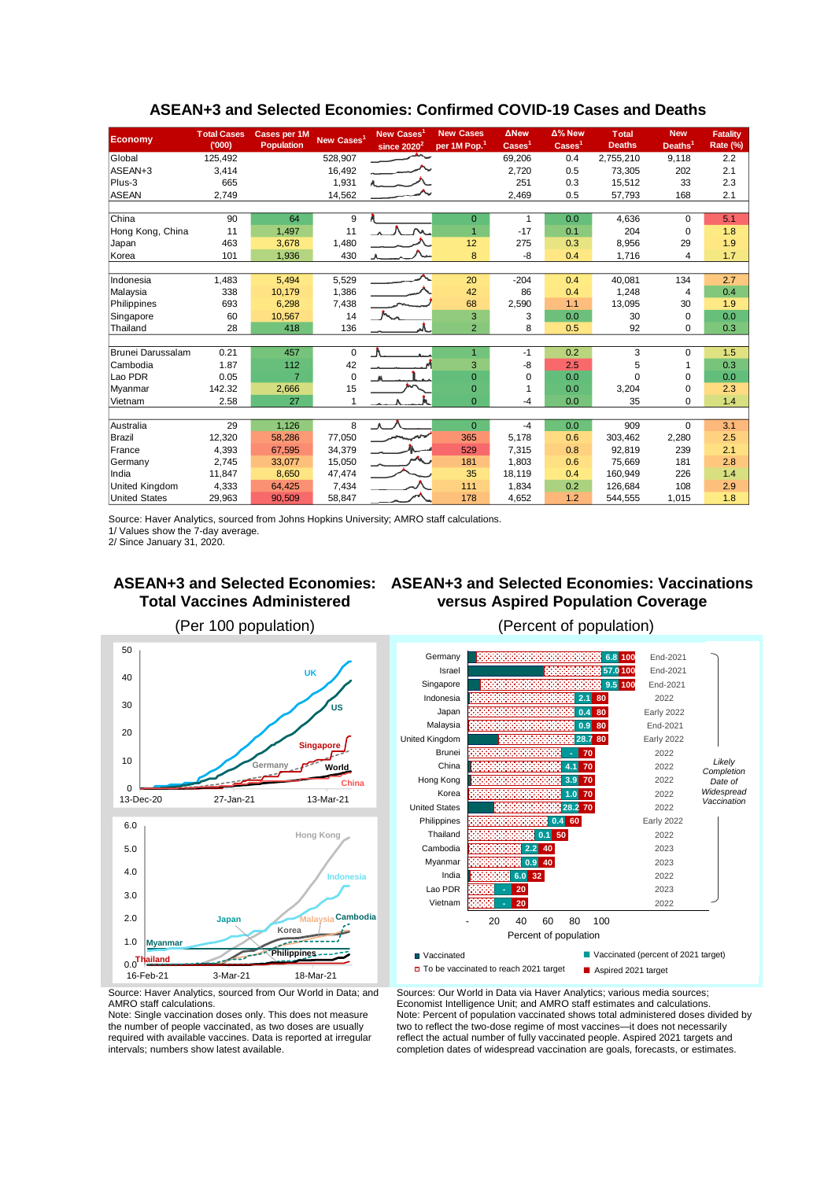## ASEAN+3 and Selected Economies: Confirmed COVID-19 Cases and Deaths

| Economy | Total Cases ('000) | Cases per 1M Population | New Cases[1] | New Cases[1] since 2020[2] | New Cases per 1M Pop.[1] | ΔNew Cases[1] | Δ% New Cases[1] | Total Deaths | New Deaths[1] | Fatality Rate (%) |
|---|---|---|---|---|---|---|---|---|---|---|
| Global | 125,492 | | 528,907 | | | 69,206 | 0.4 | 2,755,210 | 9,118 | 2.2 |
| ASEAN+3 | 3,414 | | 16,492 | | | 2,720 | 0.5 | 73,305 | 202 | 2.1 |
| Plus-3 | 665 | | 1,931 | | | 251 | 0.3 | 15,512 | 33 | 2.3 |
| ASEAN | 2,749 | | 14,562 | | | 2,469 | 0.5 | 57,793 | 168 | 2.1 |
| | | | | | | | | | | |
| China | 90 | 64 | 9 | | 0 | 1 | 0.0 | 4,636 | 0 | 5.1 |
| Hong Kong, China | 11 | 1,497 | 11 | | 1 | -17 | 0.1 | 204 | 0 | 1.8 |
| Japan | 463 | 3,678 | 1,480 | | 12 | 275 | 0.3 | 8,956 | 29 | 1.9 |
| Korea | 101 | 1,936 | 430 | | 8 | -8 | 0.4 | 1,716 | 4 | 1.7 |
| | | | | | | | | | | |
| Indonesia | 1,483 | 5,494 | 5,529 | | 20 | -204 | 0.4 | 40,081 | 134 | 2.7 |
| Malaysia | 338 | 10,179 | 1,386 | | 42 | 86 | 0.4 | 1,248 | 4 | 0.4 |
| Philippines | 693 | 6,298 | 7,438 | | 68 | 2,590 | 1.1 | 13,095 | 30 | 1.9 |
| Singapore | 60 | 10,567 | 14 | | 3 | 3 | 0.0 | 30 | 0 | 0.0 |
| Thailand | 28 | 418 | 136 | | 2 | 8 | 0.5 | 92 | 0 | 0.3 |
| | | | | | | | | | | |
| Brunei Darussalam | 0.21 | 457 | 0 | | 1 | -1 | 0.2 | 3 | 0 | 1.5 |
| Cambodia | 1.87 | 112 | 42 | | 3 | -8 | 2.5 | 5 | 1 | 0.3 |
| Lao PDR | 0.05 | 7 | 0 | | 0 | 0 | 0.0 | 0 | 0 | 0.0 |
| Myanmar | 142.32 | 2,666 | 15 | | 0 | 1 | 0.0 | 3,204 | 0 | 2.3 |
| Vietnam | 2.58 | 27 | 1 | | 0 | -4 | 0.0 | 35 | 0 | 1.4 |
| | | | | | | | | | | |
| Australia | 29 | 1,126 | 8 | | 0 | -4 | 0.0 | 909 | 0 | 3.1 |
| Brazil | 12,320 | 58,286 | 77,050 | | 365 | 5,178 | 0.6 | 303,462 | 2,280 | 2.5 |
| France | 4,393 | 67,595 | 34,379 | | 529 | 7,315 | 0.8 | 92,819 | 239 | 2.1 |
| Germany | 2,745 | 33,077 | 15,050 | | 181 | 1,803 | 0.6 | 75,669 | 181 | 2.8 |
| India | 11,847 | 8,650 | 47,474 | | 35 | 18,119 | 0.4 | 160,949 | 226 | 1.4 |
| United Kingdom | 4,333 | 64,425 | 7,434 | | 111 | 1,834 | 0.2 | 126,684 | 108 | 2.9 |
| United States | 29,963 | 90,509 | 58,847 | | 178 | 4,652 | 1.2 | 544,555 | 1,015 | 1.8 |

Source: Haver Analytics, sourced from Johns Hopkins University; AMRO staff calculations.
1/ Values show the 7-day average.
2/ Since January 31, 2020.

## ASEAN+3 and Selected Economies: Total Vaccines Administered

(Per 100 population)

Source: Haver Analytics, sourced from Our World in Data; and AMRO staff calculations.
Note: Single vaccination doses only. This does not measure the number of people vaccinated, as two doses are usually required with available vaccines. Data is reported at irregular intervals; numbers show latest available.

## ASEAN+3 and Selected Economies: Vaccinations versus Aspired Population Coverage

(Percent of population)

| Economy | Vaccinated (percent of 2021 target) | Aspired 2021 target | Likely Completion Date of Widespread Vaccination |
|---|---|---|---|
| Germany | 6.8 | 100 | End-2021 |
| Israel | 57.0 | 100 | End-2021 |
| Singapore | 9.5 | 100 | End-2021 |
| Indonesia | 2.1 | 80 | 2022 |
| Japan | 0.4 | 80 | Early 2022 |
| Malaysia | 0.9 | 80 | End-2021 |
| United Kingdom | 28.7 | 80 | Early 2022 |
| Brunei | - | 70 | 2022 |
| China | 4.1 | 70 | 2022 |
| Hong Kong | 3.9 | 70 | 2022 |
| Korea | 1.0 | 70 | 2022 |
| United States | 28.2 | 70 | 2022 |
| Philippines | 0.4 | 60 | Early 2022 |
| Thailand | 0.1 | 50 | 2022 |
| Cambodia | 2.2 | 40 | 2023 |
| Myanmar | 0.9 | 40 | 2023 |
| India | 6.0 | 32 | 2022 |
| Lao PDR | - | 20 | 2023 |
| Vietnam | - | 20 | 2022 |

Sources: Our World in Data via Haver Analytics; various media sources; Economist Intelligence Unit; and AMRO staff estimates and calculations.
Note: Percent of population vaccinated shows total administered doses divided by two to reflect the two-dose regime of most vaccines—it does not necessarily reflect the actual number of fully vaccinated people. Aspired 2021 targets and completion dates of widespread vaccination are goals, forecasts, or estimates.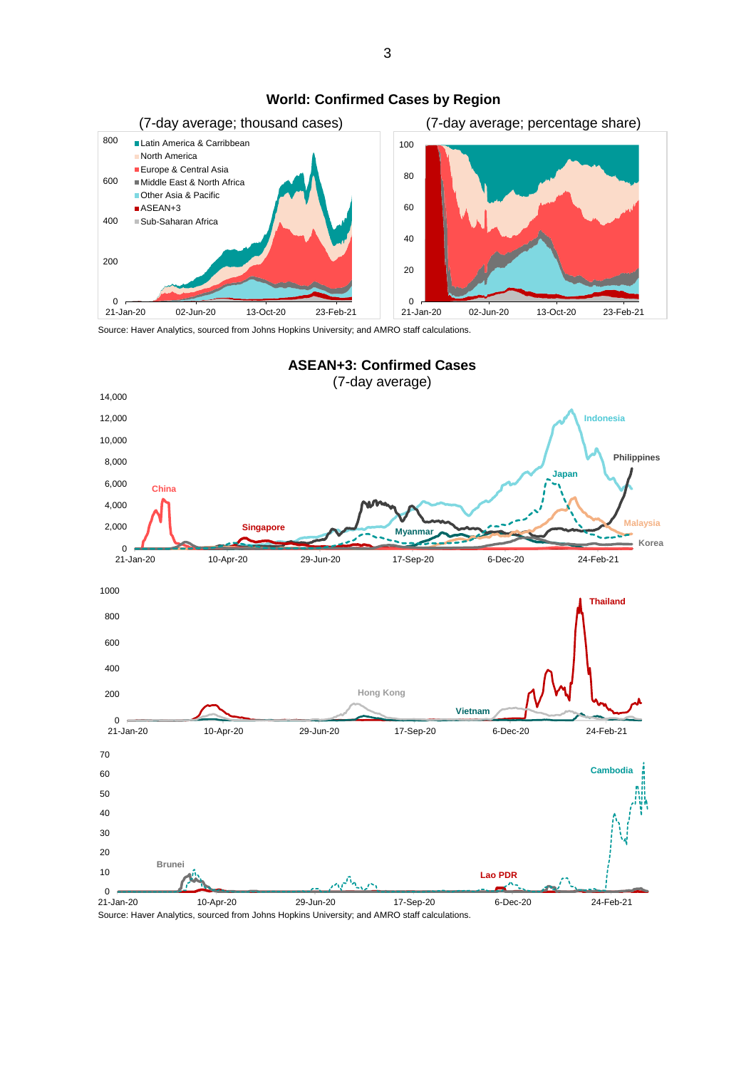## World: Confirmed Cases by Region

(7-day average; thousand cases) (7-day average; percentage share)

Source: Haver Analytics, sourced from Johns Hopkins University; and AMRO staff calculations.

## ASEAN+3: Confirmed Cases

(7-day average)

Source: Haver Analytics, sourced from Johns Hopkins University; and AMRO staff calculations.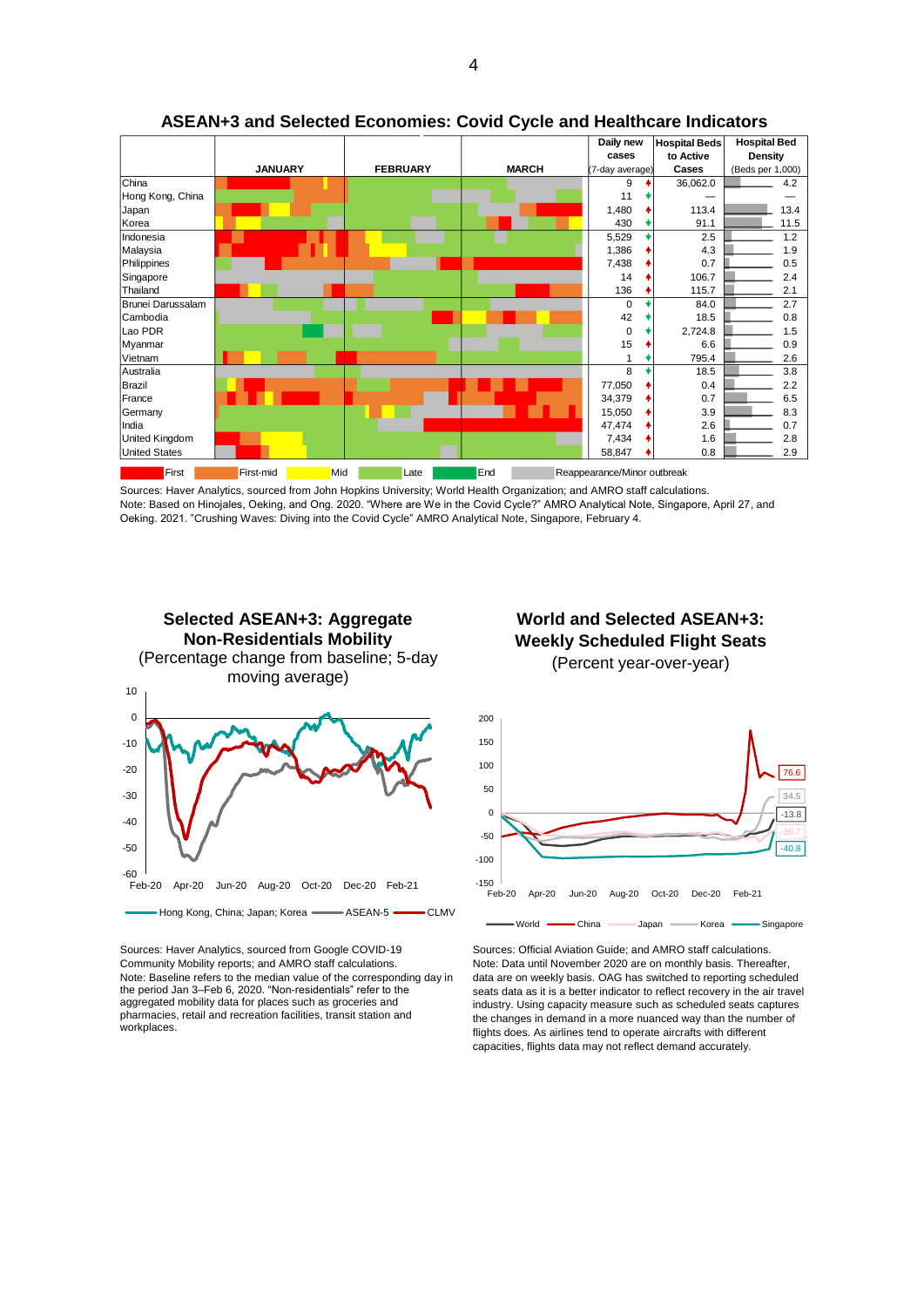## ASEAN+3 and Selected Economies: Covid Cycle and Healthcare Indicators

| | JANUARY | FEBRUARY | MARCH | Daily new cases (7-day average) | Hospital Beds to Active Cases | Hospital Bed Density (Beds per 1,000) |
|---|---|---|---|---|---|---|
| China | | | | 9 ▲ | 36,062.0 | 4.2 |
| Hong Kong, China | | | | 11 ▼ | — | — |
| Japan | | | | 1,480 ▲ | 113.4 | 13.4 |
| Korea | | | | 430 ▼ | 91.1 | 11.5 |
| Indonesia | | | | 5,529 ▼ | 2.5 | 1.2 |
| Malaysia | | | | 1,386 ▲ | 4.3 | 1.9 |
| Philippines | | | | 7,438 ▲ | 0.7 | 0.5 |
| Singapore | | | | 14 ▲ | 106.7 | 2.4 |
| Thailand | | | | 136 ▲ | 115.7 | 2.1 |
| Brunei Darussalam | | | | 0 ▼ | 84.0 | 2.7 |
| Cambodia | | | | 42 ▼ | 18.5 | 0.8 |
| Lao PDR | | | | 0 ▼ | 2,724.8 | 1.5 |
| Myanmar | | | | 15 ▲ | 6.6 | 0.9 |
| Vietnam | | | | 1 ▼ | 795.4 | 2.6 |
| Australia | | | | 8 ▼ | 18.5 | 3.8 |
| Brazil | | | | 77,050 ▲ | 0.4 | 2.2 |
| France | | | | 34,379 ▲ | 0.7 | 6.5 |
| Germany | | | | 15,050 ▲ | 3.9 | 8.3 |
| India | | | | 47,474 ▲ | 2.6 | 0.7 |
| United Kingdom | | | | 7,434 ▲ | 1.6 | 2.8 |
| United States | | | | 58,847 ▲ | 0.8 | 2.9 |

First | First-mid | Mid | Late | End | Reappearance/Minor outbreak

Sources: Haver Analytics, sourced from John Hopkins University; World Health Organization; and AMRO staff calculations.
Note: Based on Hinojales, Oeking, and Ong. 2020. "Where are We in the Covid Cycle?" AMRO Analytical Note, Singapore, April 27, and Oeking. 2021. "Crushing Waves: Diving into the Covid Cycle" AMRO Analytical Note, Singapore, February 4.

### Selected ASEAN+3: Aggregate Non-Residentials Mobility
(Percentage change from baseline; 5-day moving average)

10
0
-10
-20
-30
-40
-50
-60
Feb-20 Apr-20 Jun-20 Aug-20 Oct-20 Dec-20 Feb-21

Hong Kong, China; Japan; Korea — ASEAN-5 — CLMV

Sources: Haver Analytics, sourced from Google COVID-19 Community Mobility reports; and AMRO staff calculations.
Note: Baseline refers to the median value of the corresponding day in the period Jan 3–Feb 6, 2020. "Non-residentials" refer to the aggregated mobility data for places such as groceries and pharmacies, retail and recreation facilities, transit station and workplaces.

### World and Selected ASEAN+3: Weekly Scheduled Flight Seats
(Percent year-over-year)

200
150
100
50
0
-50
-100
-150
Feb-20 Apr-20 Jun-20 Aug-20 Oct-20 Dec-20 Feb-21

76.6
34.5
-13.8
-36.7
-40.8

World — China — Japan — Korea — Singapore

Sources: Official Aviation Guide; and AMRO staff calculations.
Note: Data until November 2020 are on monthly basis. Thereafter, data are on weekly basis. OAG has switched to reporting scheduled seats data as it is a better indicator to reflect recovery in the air travel industry. Using capacity measure such as scheduled seats captures the changes in demand in a more nuanced way than the number of flights does. As airlines tend to operate aircrafts with different capacities, flights data may not reflect demand accurately.